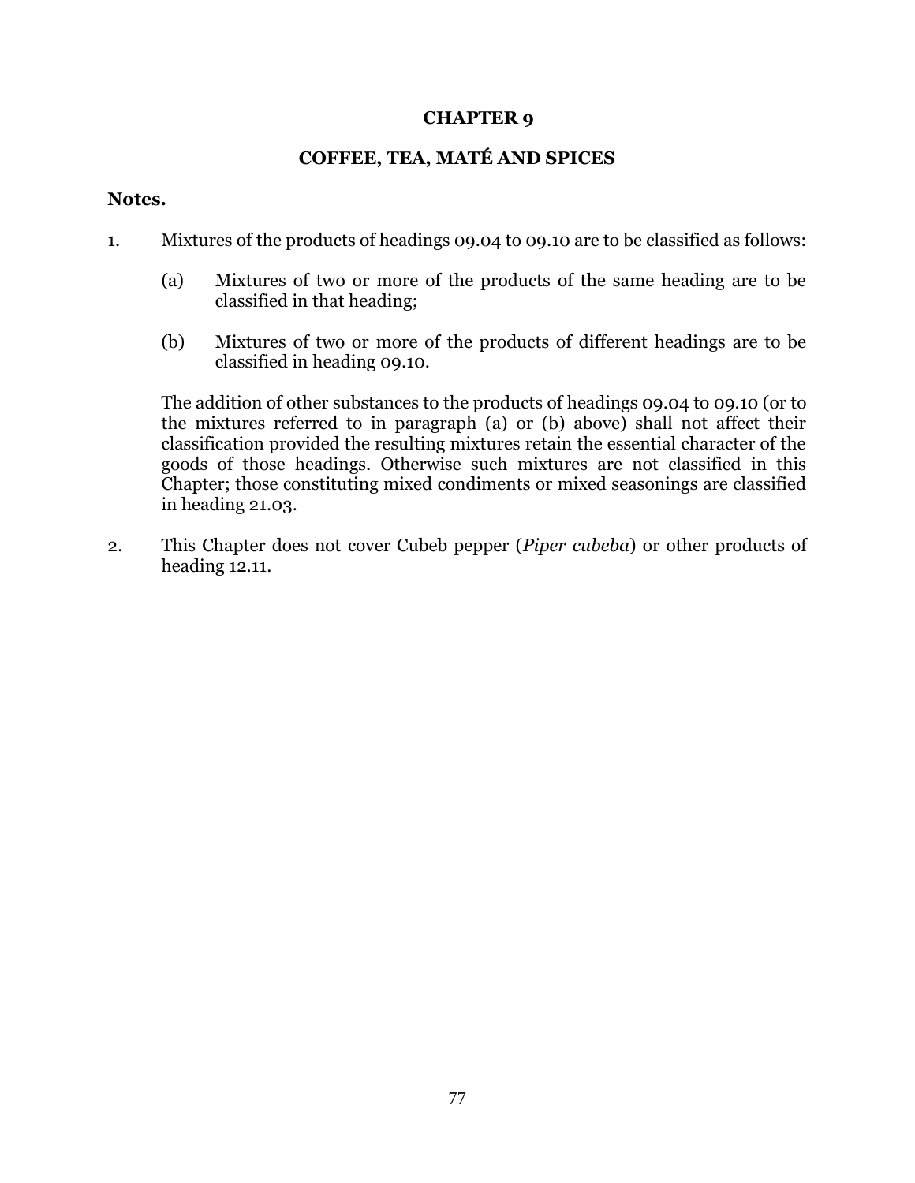# CHAPTER 9

## COFFEE, TEA, MATÉ AND SPICES

**Notes.**

1. Mixtures of the products of headings 09.04 to 09.10 are to be classified as follows:

   (a) Mixtures of two or more of the products of the same heading are to be classified in that heading;

   (b) Mixtures of two or more of the products of different headings are to be classified in heading 09.10.

   The addition of other substances to the products of headings 09.04 to 09.10 (or to the mixtures referred to in paragraph (a) or (b) above) shall not affect their classification provided the resulting mixtures retain the essential character of the goods of those headings. Otherwise such mixtures are not classified in this Chapter; those constituting mixed condiments or mixed seasonings are classified in heading 21.03.

2. This Chapter does not cover Cubeb pepper (*Piper cubeba*) or other products of heading 12.11.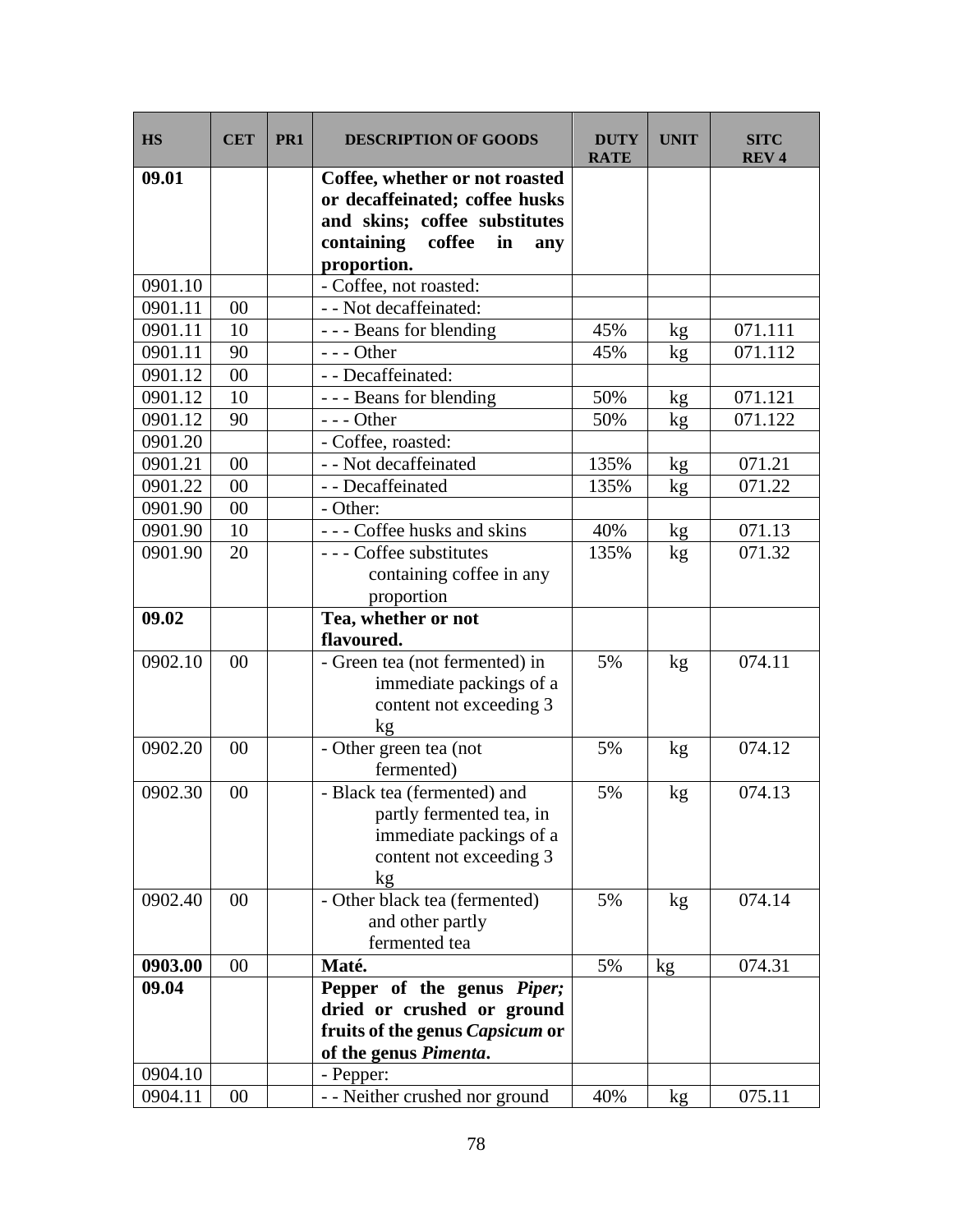| HS | CET | PR1 | DESCRIPTION OF GOODS | DUTY RATE | UNIT | SITC REV 4 |
|---|---|---|---|---|---|---|
| **09.01** | | | **Coffee, whether or not roasted or decaffeinated; coffee husks and skins; coffee substitutes containing coffee in any proportion.** | | | |
| 0901.10 | | | - Coffee, not roasted: | | | |
| 0901.11 | 00 | | - - Not decaffeinated: | | | |
| 0901.11 | 10 | | - - - Beans for blending | 45% | kg | 071.111 |
| 0901.11 | 90 | | - - - Other | 45% | kg | 071.112 |
| 0901.12 | 00 | | - - Decaffeinated: | | | |
| 0901.12 | 10 | | - - - Beans for blending | 50% | kg | 071.121 |
| 0901.12 | 90 | | - - - Other | 50% | kg | 071.122 |
| 0901.20 | | | - Coffee, roasted: | | | |
| 0901.21 | 00 | | - - Not decaffeinated | 135% | kg | 071.21 |
| 0901.22 | 00 | | - - Decaffeinated | 135% | kg | 071.22 |
| 0901.90 | 00 | | - Other: | | | |
| 0901.90 | 10 | | - - - Coffee husks and skins | 40% | kg | 071.13 |
| 0901.90 | 20 | | - - - Coffee substitutes containing coffee in any proportion | 135% | kg | 071.32 |
| **09.02** | | | **Tea, whether or not flavoured.** | | | |
| 0902.10 | 00 | | - Green tea (not fermented) in immediate packings of a content not exceeding 3 kg | 5% | kg | 074.11 |
| 0902.20 | 00 | | - Other green tea (not fermented) | 5% | kg | 074.12 |
| 0902.30 | 00 | | - Black tea (fermented) and partly fermented tea, in immediate packings of a content not exceeding 3 kg | 5% | kg | 074.13 |
| 0902.40 | 00 | | - Other black tea (fermented) and other partly fermented tea | 5% | kg | 074.14 |
| **0903.00** | 00 | | **Maté.** | 5% | kg | 074.31 |
| **09.04** | | | **Pepper of the genus *Piper;* dried or crushed or ground fruits of the genus *Capsicum* or of the genus *Pimenta*.** | | | |
| 0904.10 | | | - Pepper: | | | |
| 0904.11 | 00 | | - - Neither crushed nor ground | 40% | kg | 075.11 |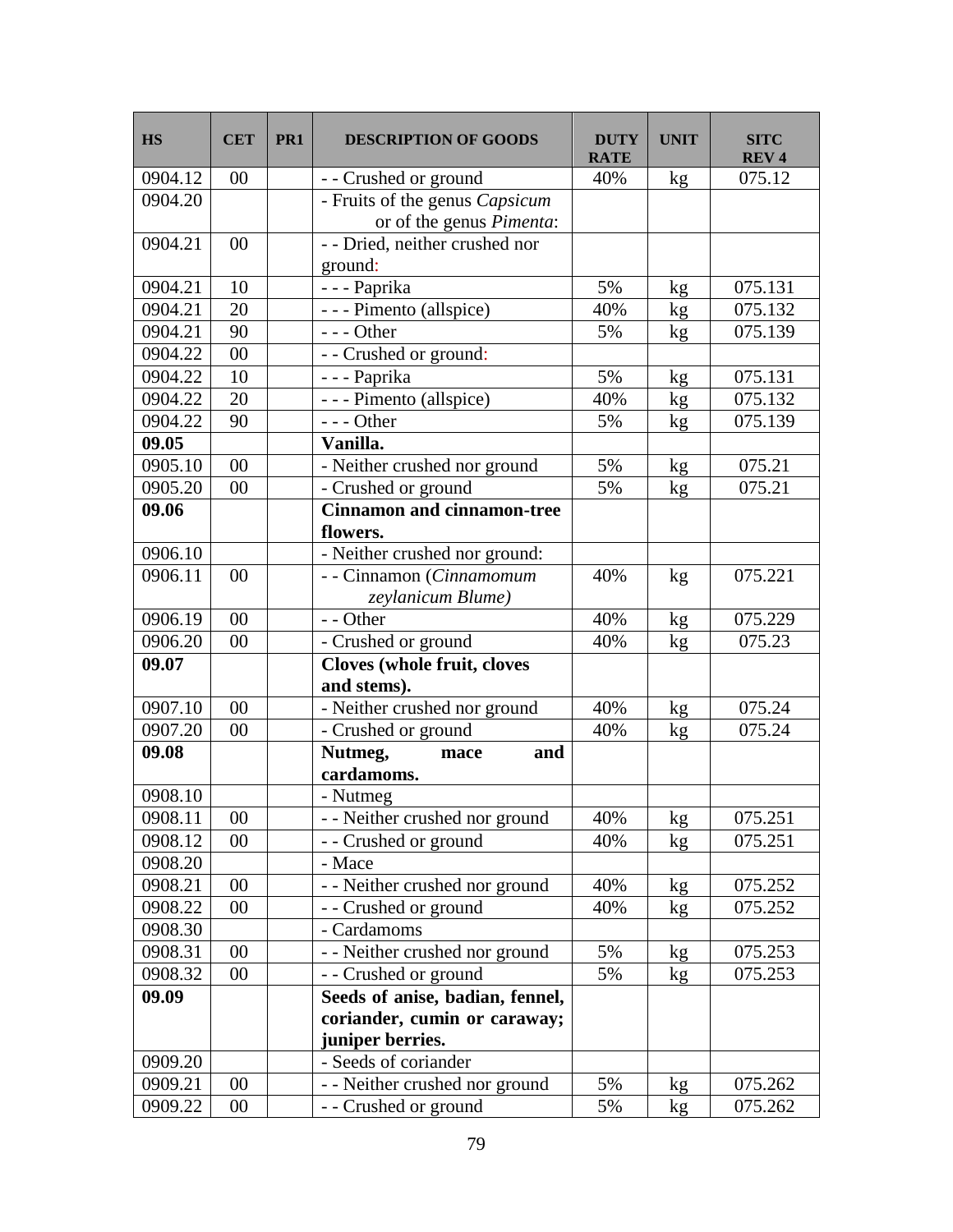| HS | CET | PR1 | DESCRIPTION OF GOODS | DUTY RATE | UNIT | SITC REV 4 |
|---|---|---|---|---|---|---|
| 0904.12 | 00 | | - - Crushed or ground | 40% | kg | 075.12 |
| 0904.20 | | | - Fruits of the genus *Capsicum* or of the genus *Pimenta*: | | | |
| 0904.21 | 00 | | - - Dried, neither crushed nor ground: | | | |
| 0904.21 | 10 | | - - - Paprika | 5% | kg | 075.131 |
| 0904.21 | 20 | | - - - Pimento (allspice) | 40% | kg | 075.132 |
| 0904.21 | 90 | | - - - Other | 5% | kg | 075.139 |
| 0904.22 | 00 | | - - Crushed or ground: | | | |
| 0904.22 | 10 | | - - - Paprika | 5% | kg | 075.131 |
| 0904.22 | 20 | | - - - Pimento (allspice) | 40% | kg | 075.132 |
| 0904.22 | 90 | | - - - Other | 5% | kg | 075.139 |
| **09.05** | | | **Vanilla.** | | | |
| 0905.10 | 00 | | - Neither crushed nor ground | 5% | kg | 075.21 |
| 0905.20 | 00 | | - Crushed or ground | 5% | kg | 075.21 |
| **09.06** | | | **Cinnamon and cinnamon-tree flowers.** | | | |
| 0906.10 | | | - Neither crushed nor ground: | | | |
| 0906.11 | 00 | | - - Cinnamon (*Cinnamomum zeylanicum Blume)* | 40% | kg | 075.221 |
| 0906.19 | 00 | | - - Other | 40% | kg | 075.229 |
| 0906.20 | 00 | | - Crushed or ground | 40% | kg | 075.23 |
| **09.07** | | | **Cloves (whole fruit, cloves and stems).** | | | |
| 0907.10 | 00 | | - Neither crushed nor ground | 40% | kg | 075.24 |
| 0907.20 | 00 | | - Crushed or ground | 40% | kg | 075.24 |
| **09.08** | | | **Nutmeg, mace and cardamoms.** | | | |
| 0908.10 | | | - Nutmeg | | | |
| 0908.11 | 00 | | - - Neither crushed nor ground | 40% | kg | 075.251 |
| 0908.12 | 00 | | - - Crushed or ground | 40% | kg | 075.251 |
| 0908.20 | | | - Mace | | | |
| 0908.21 | 00 | | - - Neither crushed nor ground | 40% | kg | 075.252 |
| 0908.22 | 00 | | - - Crushed or ground | 40% | kg | 075.252 |
| 0908.30 | | | - Cardamoms | | | |
| 0908.31 | 00 | | - - Neither crushed nor ground | 5% | kg | 075.253 |
| 0908.32 | 00 | | - - Crushed or ground | 5% | kg | 075.253 |
| **09.09** | | | **Seeds of anise, badian, fennel, coriander, cumin or caraway; juniper berries.** | | | |
| 0909.20 | | | - Seeds of coriander | | | |
| 0909.21 | 00 | | - - Neither crushed nor ground | 5% | kg | 075.262 |
| 0909.22 | 00 | | - - Crushed or ground | 5% | kg | 075.262 |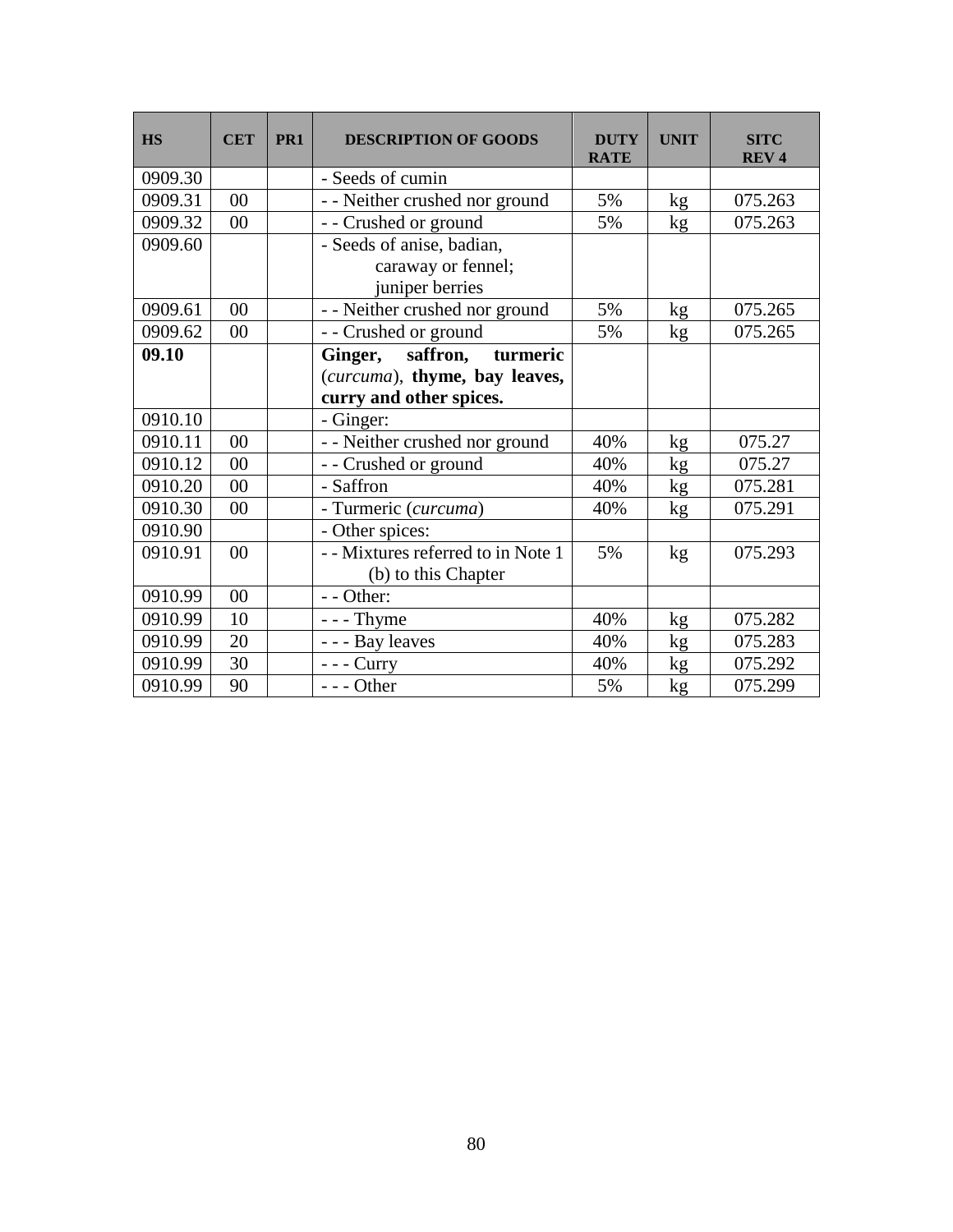| HS | CET | PR1 | DESCRIPTION OF GOODS | DUTY RATE | UNIT | SITC REV 4 |
|---|---|---|---|---|---|---|
| 0909.30 | | | - Seeds of cumin | | | |
| 0909.31 | 00 | | - - Neither crushed nor ground | 5% | kg | 075.263 |
| 0909.32 | 00 | | - - Crushed or ground | 5% | kg | 075.263 |
| 0909.60 | | | - Seeds of anise, badian, caraway or fennel; juniper berries | | | |
| 0909.61 | 00 | | - - Neither crushed nor ground | 5% | kg | 075.265 |
| 0909.62 | 00 | | - - Crushed or ground | 5% | kg | 075.265 |
| **09.10** | | | **Ginger, saffron, turmeric** (*curcuma*), **thyme, bay leaves, curry and other spices.** | | | |
| 0910.10 | | | - Ginger: | | | |
| 0910.11 | 00 | | - - Neither crushed nor ground | 40% | kg | 075.27 |
| 0910.12 | 00 | | - - Crushed or ground | 40% | kg | 075.27 |
| 0910.20 | 00 | | - Saffron | 40% | kg | 075.281 |
| 0910.30 | 00 | | - Turmeric (*curcuma*) | 40% | kg | 075.291 |
| 0910.90 | | | - Other spices: | | | |
| 0910.91 | 00 | | - - Mixtures referred to in Note 1 (b) to this Chapter | 5% | kg | 075.293 |
| 0910.99 | 00 | | - - Other: | | | |
| 0910.99 | 10 | | - - - Thyme | 40% | kg | 075.282 |
| 0910.99 | 20 | | - - - Bay leaves | 40% | kg | 075.283 |
| 0910.99 | 30 | | - - - Curry | 40% | kg | 075.292 |
| 0910.99 | 90 | | - - - Other | 5% | kg | 075.299 |